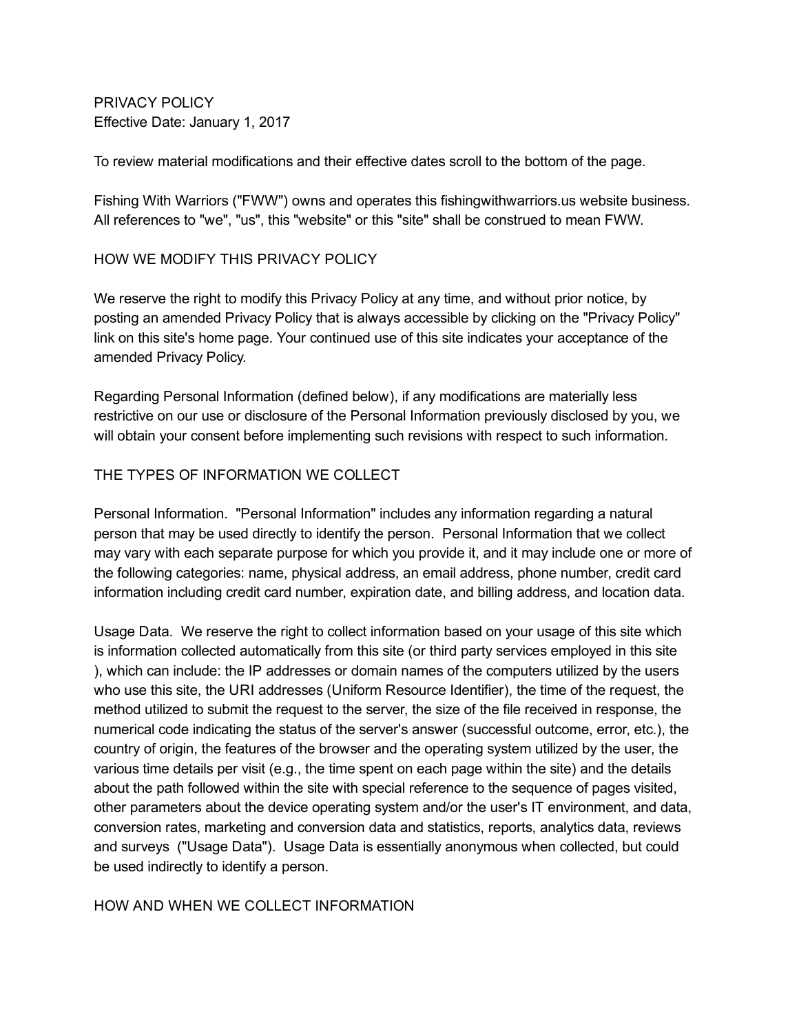# PRIVACY POLICY

Effective Date: January 1, 2017

To review material modifications and their effective dates scroll to the bottom of the page.

Fishing With Warriors ("FWW") owns and operates this fishingwithwarriors.us website business. All references to "we", "us", this "website" or this "site" shall be construed to mean FWW.

## HOW WE MODIFY THIS PRIVACY POLICY

We reserve the right to modify this Privacy Policy at any time, and without prior notice, by posting an amended Privacy Policy that is always accessible by clicking on the "Privacy Policy" link on this site's home page. Your continued use of this site indicates your acceptance of the amended Privacy Policy.

Regarding Personal Information (defined below), if any modifications are materially less restrictive on our use or disclosure of the Personal Information previously disclosed by you, we will obtain your consent before implementing such revisions with respect to such information.

## THE TYPES OF INFORMATION WE COLLECT

Personal Information. "Personal Information" includes any information regarding a natural person that may be used directly to identify the person. Personal Information that we collect may vary with each separate purpose for which you provide it, and it may include one or more of the following categories: name, physical address, an email address, phone number, credit card information including credit card number, expiration date, and billing address, and location data.

Usage Data. We reserve the right to collect information based on your usage of this site which is information collected automatically from this site (or third party services employed in this site ), which can include: the IP addresses or domain names of the computers utilized by the users who use this site, the URI addresses (Uniform Resource Identifier), the time of the request, the method utilized to submit the request to the server, the size of the file received in response, the numerical code indicating the status of the server's answer (successful outcome, error, etc.), the country of origin, the features of the browser and the operating system utilized by the user, the various time details per visit (e.g., the time spent on each page within the site) and the details about the path followed within the site with special reference to the sequence of pages visited, other parameters about the device operating system and/or the user's IT environment, and data, conversion rates, marketing and conversion data and statistics, reports, analytics data, reviews and surveys ("Usage Data"). Usage Data is essentially anonymous when collected, but could be used indirectly to identify a person.

## HOW AND WHEN WE COLLECT INFORMATION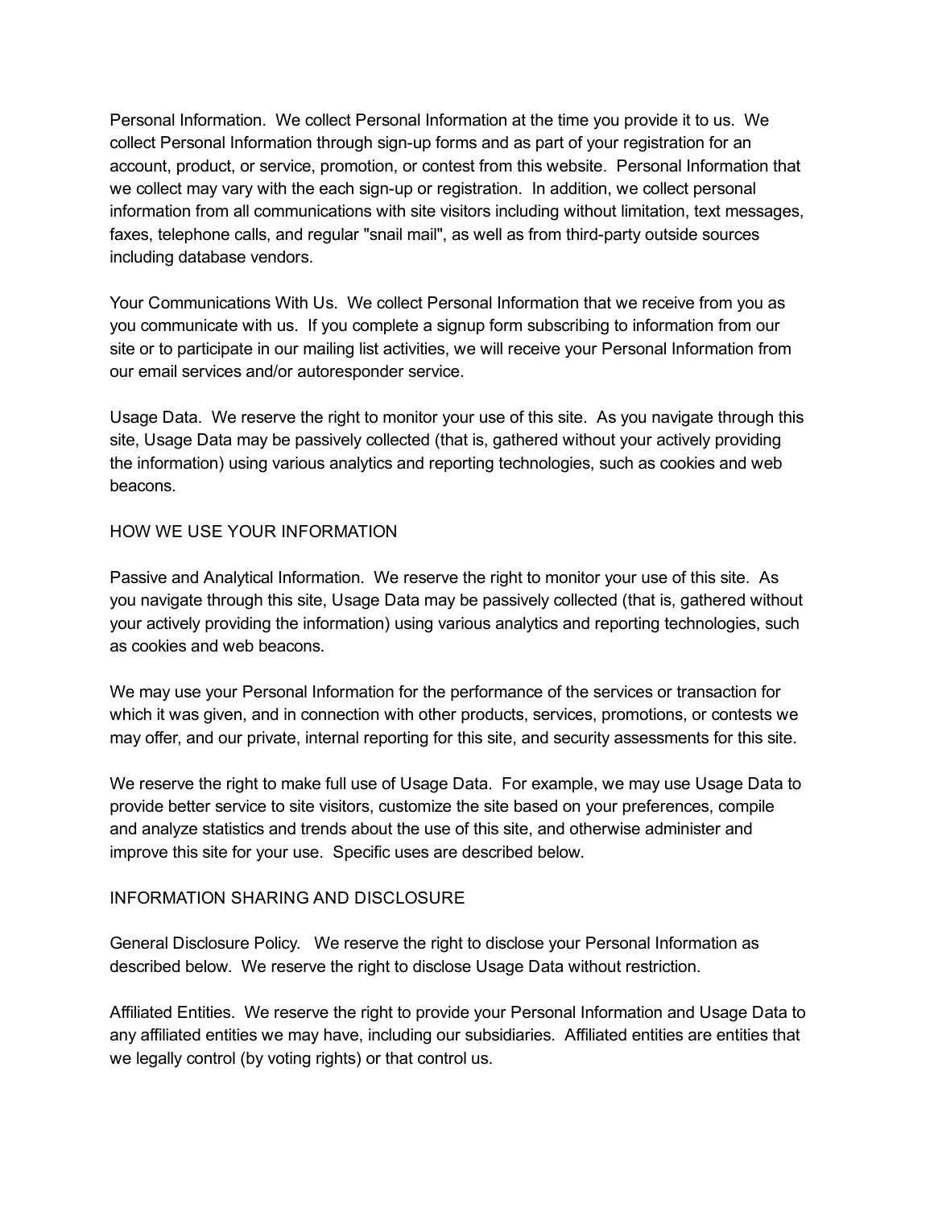Personal Information. We collect Personal Information at the time you provide it to us. We collect Personal Information through sign-up forms and as part of your registration for an account, product, or service, promotion, or contest from this website. Personal Information that we collect may vary with the each sign-up or registration. In addition, we collect personal information from all communications with site visitors including without limitation, text messages, faxes, telephone calls, and regular "snail mail", as well as from third-party outside sources including database vendors.

Your Communications With Us. We collect Personal Information that we receive from you as you communicate with us. If you complete a signup form subscribing to information from our site or to participate in our mailing list activities, we will receive your Personal Information from our email services and/or autoresponder service.

Usage Data. We reserve the right to monitor your use of this site. As you navigate through this site, Usage Data may be passively collected (that is, gathered without your actively providing the information) using various analytics and reporting technologies, such as cookies and web beacons.

## HOW WE USE YOUR INFORMATION

Passive and Analytical Information. We reserve the right to monitor your use of this site. As you navigate through this site, Usage Data may be passively collected (that is, gathered without your actively providing the information) using various analytics and reporting technologies, such as cookies and web beacons.

We may use your Personal Information for the performance of the services or transaction for which it was given, and in connection with other products, services, promotions, or contests we may offer, and our private, internal reporting for this site, and security assessments for this site.

We reserve the right to make full use of Usage Data. For example, we may use Usage Data to provide better service to site visitors, customize the site based on your preferences, compile and analyze statistics and trends about the use of this site, and otherwise administer and improve this site for your use. Specific uses are described below.

## INFORMATION SHARING AND DISCLOSURE

General Disclosure Policy. We reserve the right to disclose your Personal Information as described below. We reserve the right to disclose Usage Data without restriction.

Affiliated Entities. We reserve the right to provide your Personal Information and Usage Data to any affiliated entities we may have, including our subsidiaries. Affiliated entities are entities that we legally control (by voting rights) or that control us.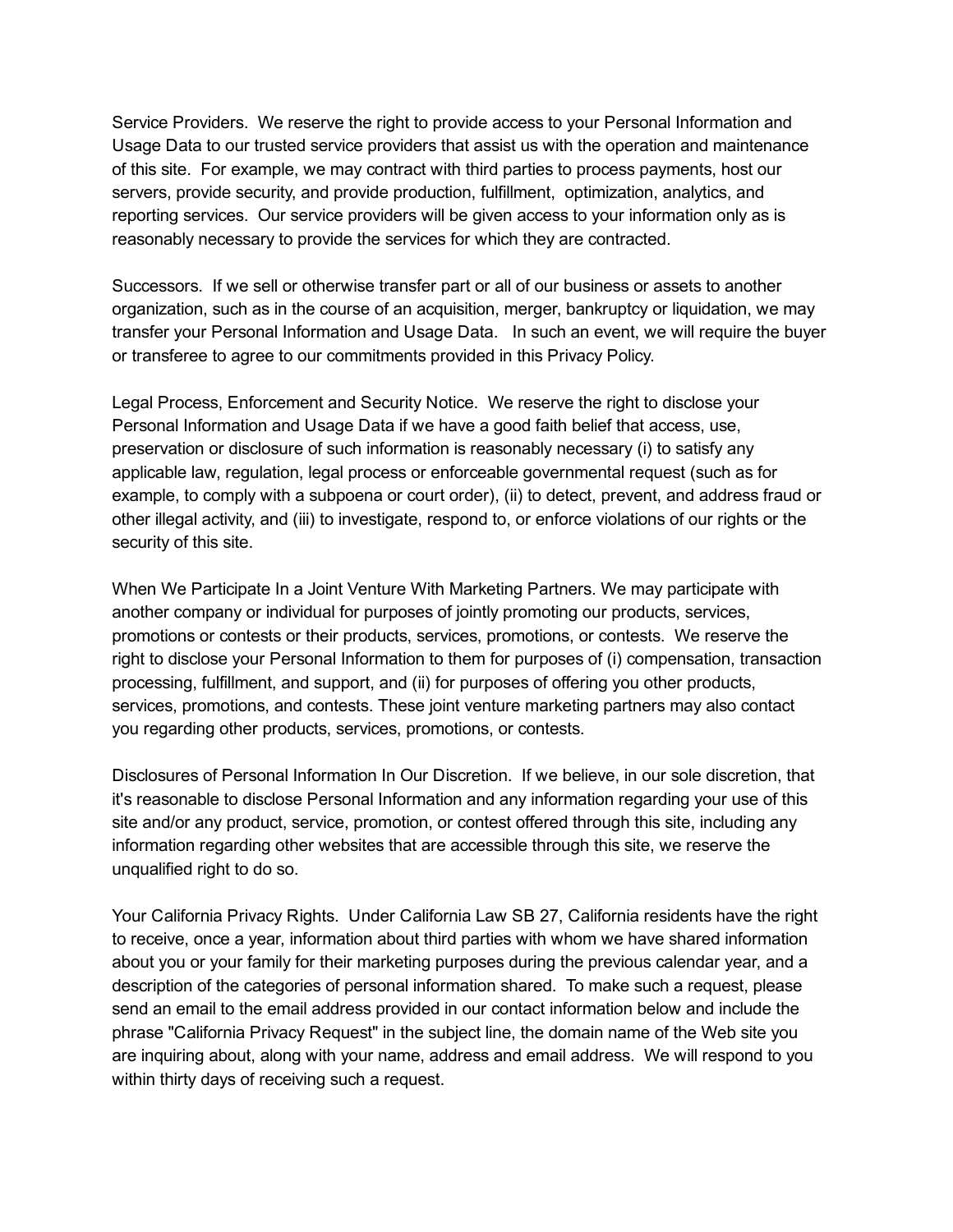Service Providers. We reserve the right to provide access to your Personal Information and Usage Data to our trusted service providers that assist us with the operation and maintenance of this site. For example, we may contract with third parties to process payments, host our servers, provide security, and provide production, fulfillment, optimization, analytics, and reporting services. Our service providers will be given access to your information only as is reasonably necessary to provide the services for which they are contracted.

Successors. If we sell or otherwise transfer part or all of our business or assets to another organization, such as in the course of an acquisition, merger, bankruptcy or liquidation, we may transfer your Personal Information and Usage Data. In such an event, we will require the buyer or transferee to agree to our commitments provided in this Privacy Policy.

Legal Process, Enforcement and Security Notice. We reserve the right to disclose your Personal Information and Usage Data if we have a good faith belief that access, use, preservation or disclosure of such information is reasonably necessary (i) to satisfy any applicable law, regulation, legal process or enforceable governmental request (such as for example, to comply with a subpoena or court order), (ii) to detect, prevent, and address fraud or other illegal activity, and (iii) to investigate, respond to, or enforce violations of our rights or the security of this site.

When We Participate In a Joint Venture With Marketing Partners. We may participate with another company or individual for purposes of jointly promoting our products, services, promotions or contests or their products, services, promotions, or contests. We reserve the right to disclose your Personal Information to them for purposes of (i) compensation, transaction processing, fulfillment, and support, and (ii) for purposes of offering you other products, services, promotions, and contests. These joint venture marketing partners may also contact you regarding other products, services, promotions, or contests.

Disclosures of Personal Information In Our Discretion. If we believe, in our sole discretion, that it's reasonable to disclose Personal Information and any information regarding your use of this site and/or any product, service, promotion, or contest offered through this site, including any information regarding other websites that are accessible through this site, we reserve the unqualified right to do so.

Your California Privacy Rights. Under California Law SB 27, California residents have the right to receive, once a year, information about third parties with whom we have shared information about you or your family for their marketing purposes during the previous calendar year, and a description of the categories of personal information shared. To make such a request, please send an email to the email address provided in our contact information below and include the phrase "California Privacy Request" in the subject line, the domain name of the Web site you are inquiring about, along with your name, address and email address. We will respond to you within thirty days of receiving such a request.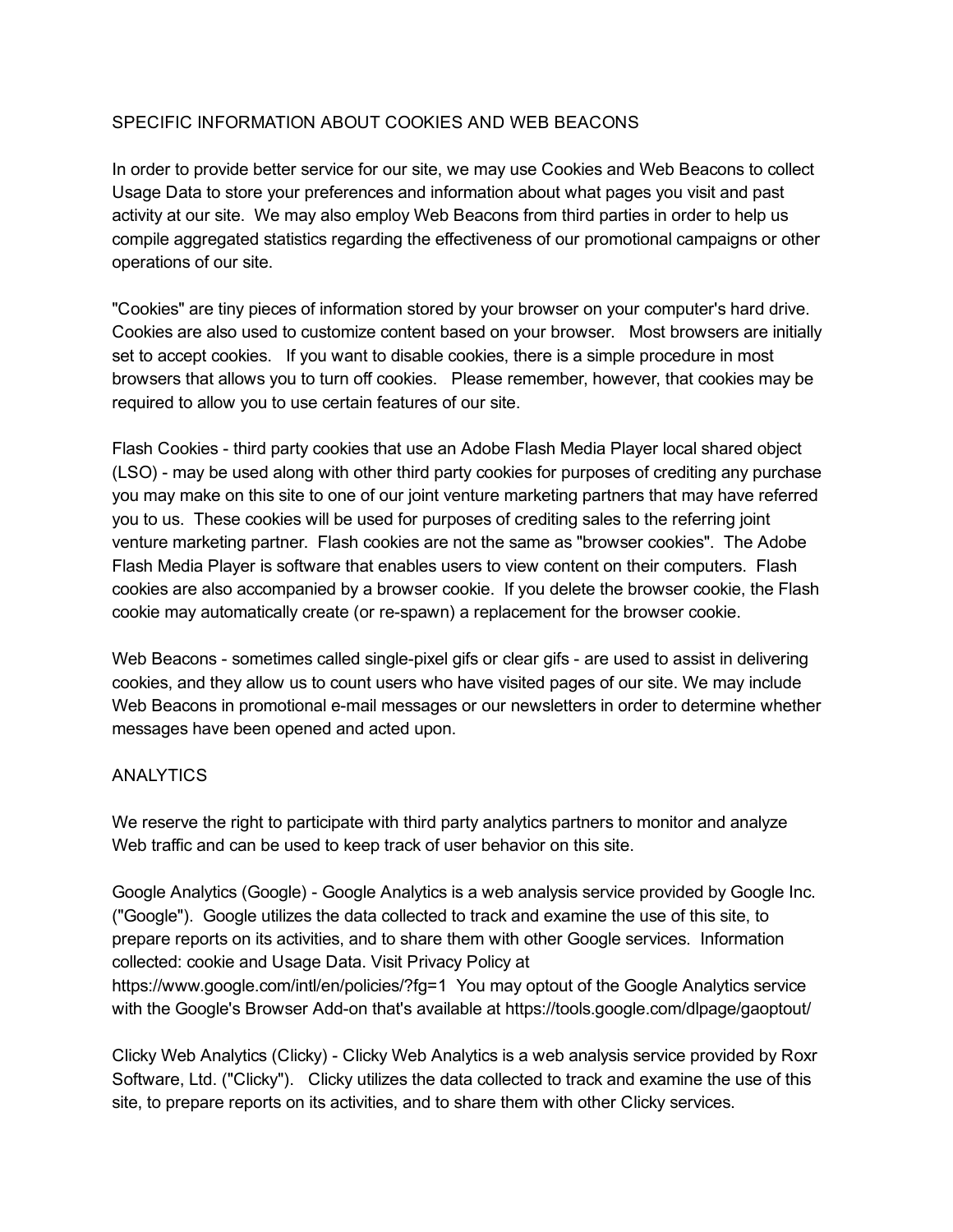## SPECIFIC INFORMATION ABOUT COOKIES AND WEB BEACONS

In order to provide better service for our site, we may use Cookies and Web Beacons to collect Usage Data to store your preferences and information about what pages you visit and past activity at our site. We may also employ Web Beacons from third parties in order to help us compile aggregated statistics regarding the effectiveness of our promotional campaigns or other operations of our site.

"Cookies" are tiny pieces of information stored by your browser on your computer's hard drive. Cookies are also used to customize content based on your browser. Most browsers are initially set to accept cookies. If you want to disable cookies, there is a simple procedure in most browsers that allows you to turn off cookies. Please remember, however, that cookies may be required to allow you to use certain features of our site.

Flash Cookies - third party cookies that use an Adobe Flash Media Player local shared object (LSO) - may be used along with other third party cookies for purposes of crediting any purchase you may make on this site to one of our joint venture marketing partners that may have referred you to us. These cookies will be used for purposes of crediting sales to the referring joint venture marketing partner. Flash cookies are not the same as "browser cookies". The Adobe Flash Media Player is software that enables users to view content on their computers. Flash cookies are also accompanied by a browser cookie. If you delete the browser cookie, the Flash cookie may automatically create (or re-spawn) a replacement for the browser cookie.

Web Beacons - sometimes called single-pixel gifs or clear gifs - are used to assist in delivering cookies, and they allow us to count users who have visited pages of our site. We may include Web Beacons in promotional e-mail messages or our newsletters in order to determine whether messages have been opened and acted upon.

## ANALYTICS

We reserve the right to participate with third party analytics partners to monitor and analyze Web traffic and can be used to keep track of user behavior on this site.

Google Analytics (Google) - Google Analytics is a web analysis service provided by Google Inc. ("Google"). Google utilizes the data collected to track and examine the use of this site, to prepare reports on its activities, and to share them with other Google services. Information collected: cookie and Usage Data. Visit Privacy Policy at https://www.google.com/intl/en/policies/?fg=1 You may optout of the Google Analytics service with the Google's Browser Add-on that's available at https://tools.google.com/dlpage/gaoptout/

Clicky Web Analytics (Clicky) - Clicky Web Analytics is a web analysis service provided by Roxr Software, Ltd. ("Clicky"). Clicky utilizes the data collected to track and examine the use of this site, to prepare reports on its activities, and to share them with other Clicky services.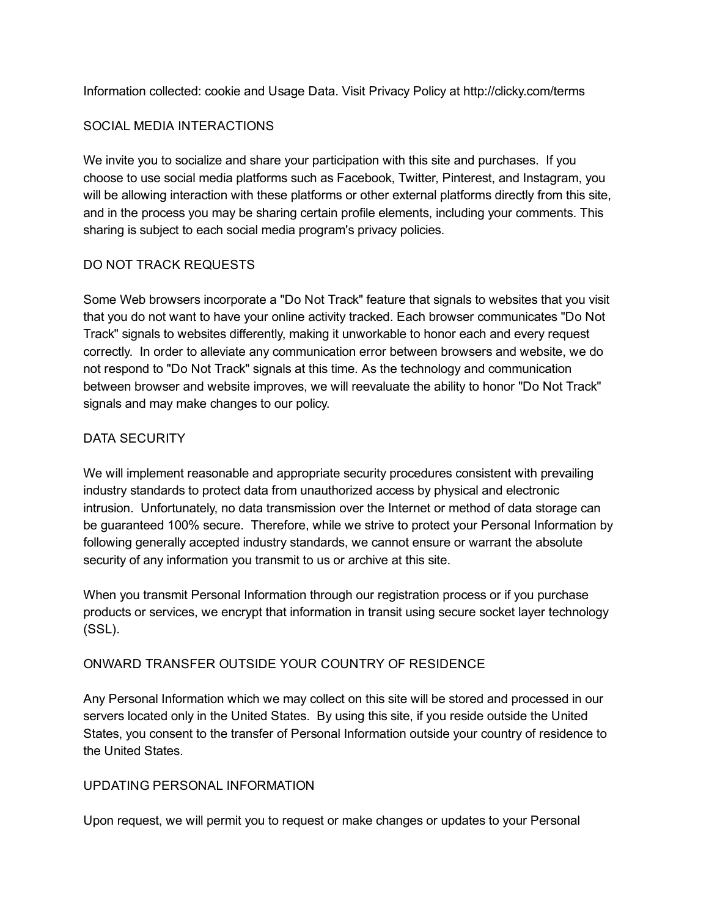Information collected: cookie and Usage Data. Visit Privacy Policy at http://clicky.com/terms

## SOCIAL MEDIA INTERACTIONS

We invite you to socialize and share your participation with this site and purchases. If you choose to use social media platforms such as Facebook, Twitter, Pinterest, and Instagram, you will be allowing interaction with these platforms or other external platforms directly from this site, and in the process you may be sharing certain profile elements, including your comments. This sharing is subject to each social media program's privacy policies.

## DO NOT TRACK REQUESTS

Some Web browsers incorporate a "Do Not Track" feature that signals to websites that you visit that you do not want to have your online activity tracked. Each browser communicates "Do Not Track" signals to websites differently, making it unworkable to honor each and every request correctly. In order to alleviate any communication error between browsers and website, we do not respond to "Do Not Track" signals at this time. As the technology and communication between browser and website improves, we will reevaluate the ability to honor "Do Not Track" signals and may make changes to our policy.

## DATA SECURITY

We will implement reasonable and appropriate security procedures consistent with prevailing industry standards to protect data from unauthorized access by physical and electronic intrusion. Unfortunately, no data transmission over the Internet or method of data storage can be guaranteed 100% secure. Therefore, while we strive to protect your Personal Information by following generally accepted industry standards, we cannot ensure or warrant the absolute security of any information you transmit to us or archive at this site.

When you transmit Personal Information through our registration process or if you purchase products or services, we encrypt that information in transit using secure socket layer technology (SSL).

## ONWARD TRANSFER OUTSIDE YOUR COUNTRY OF RESIDENCE

Any Personal Information which we may collect on this site will be stored and processed in our servers located only in the United States. By using this site, if you reside outside the United States, you consent to the transfer of Personal Information outside your country of residence to the United States.

## UPDATING PERSONAL INFORMATION

Upon request, we will permit you to request or make changes or updates to your Personal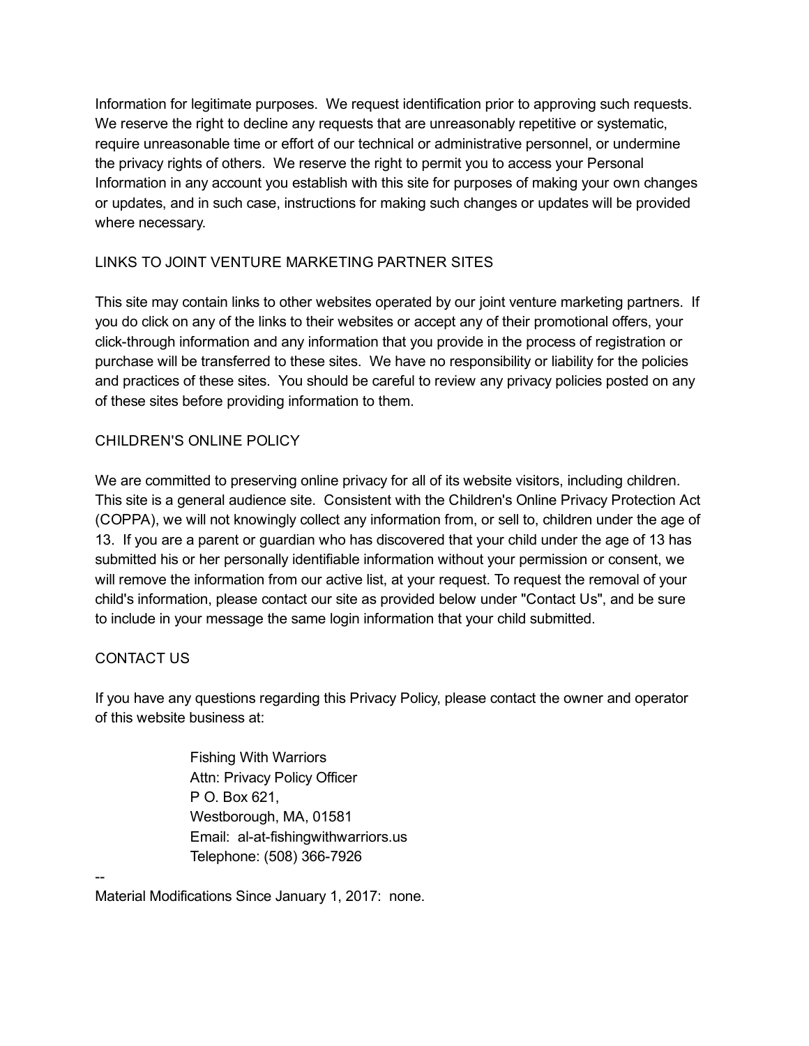Information for legitimate purposes. We request identification prior to approving such requests. We reserve the right to decline any requests that are unreasonably repetitive or systematic, require unreasonable time or effort of our technical or administrative personnel, or undermine the privacy rights of others. We reserve the right to permit you to access your Personal Information in any account you establish with this site for purposes of making your own changes or updates, and in such case, instructions for making such changes or updates will be provided where necessary.

## LINKS TO JOINT VENTURE MARKETING PARTNER SITES

This site may contain links to other websites operated by our joint venture marketing partners. If you do click on any of the links to their websites or accept any of their promotional offers, your click-through information and any information that you provide in the process of registration or purchase will be transferred to these sites. We have no responsibility or liability for the policies and practices of these sites. You should be careful to review any privacy policies posted on any of these sites before providing information to them.

## CHILDREN'S ONLINE POLICY

We are committed to preserving online privacy for all of its website visitors, including children. This site is a general audience site. Consistent with the Children's Online Privacy Protection Act (COPPA), we will not knowingly collect any information from, or sell to, children under the age of 13. If you are a parent or guardian who has discovered that your child under the age of 13 has submitted his or her personally identifiable information without your permission or consent, we will remove the information from our active list, at your request. To request the removal of your child's information, please contact our site as provided below under "Contact Us", and be sure to include in your message the same login information that your child submitted.

## CONTACT US

If you have any questions regarding this Privacy Policy, please contact the owner and operator of this website business at:

Fishing With Warriors
Attn: Privacy Policy Officer
P O. Box 621,
Westborough, MA, 01581
Email: al-at-fishingwithwarriors.us
Telephone: (508) 366-7926

--
Material Modifications Since January 1, 2017: none.